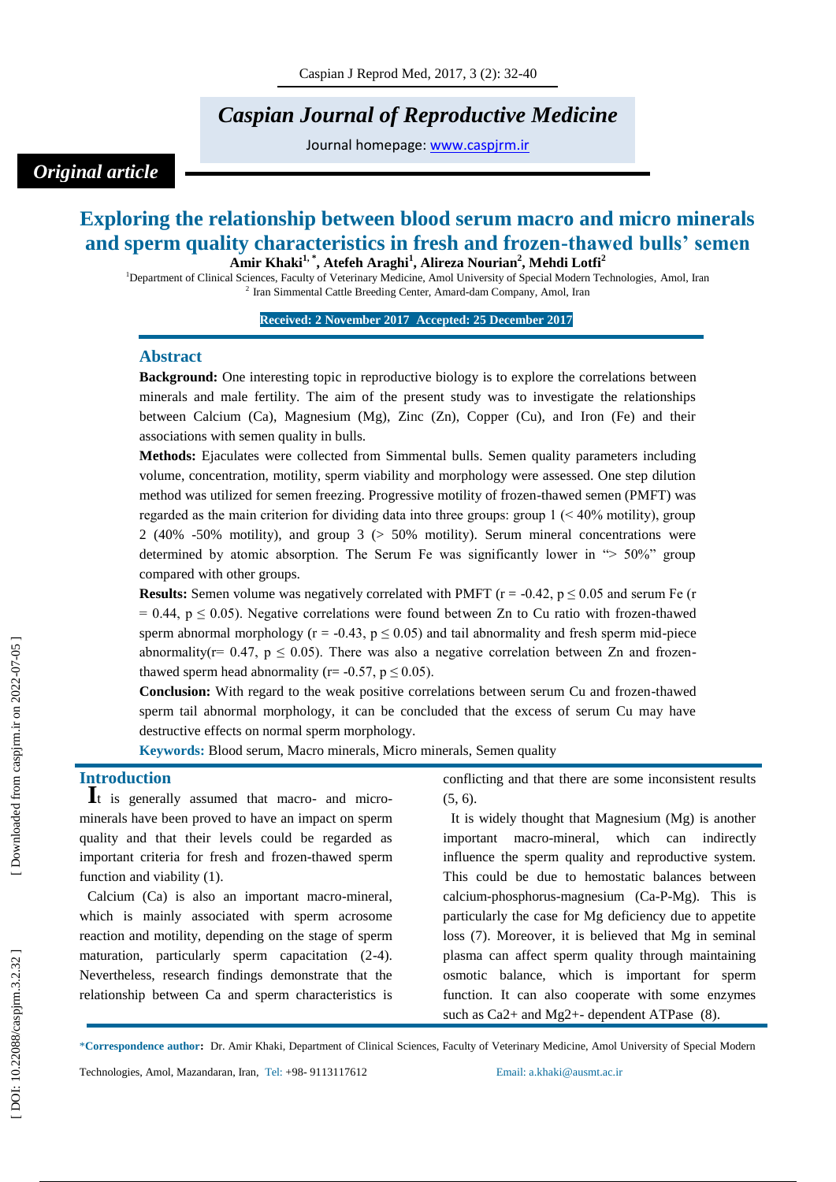# Caspian Journal of Reproductive Medicine

Journal homepage: www.caspjrm.ir

*Original article*

## Exploring the relationship between blood serum macro and micro minerals and sperm quality characteristics in fresh and frozen-thawed bulls' semen

**Amir Khaki[1,*], Atefeh Araghi[1], Alireza Nourian[2], Mehdi Lotfi[2]**

[1] Department of Clinical Sciences, Faculty of Veterinary Medicine, Amol University of Special Modern Technologies, Amol, Iran
[2] Iran Simmental Cattle Breeding Center, Amard-dam Company, Amol, Iran

**Received: 2 November 2017 Accepted: 25 December 2017**

### Abstract

**Background:** One interesting topic in reproductive biology is to explore the correlations between minerals and male fertility. The aim of the present study was to investigate the relationships between Calcium (Ca), Magnesium (Mg), Zinc (Zn), Copper (Cu), and Iron (Fe) and their associations with semen quality in bulls.

**Methods:** Ejaculates were collected from Simmental bulls. Semen quality parameters including volume, concentration, motility, sperm viability and morphology were assessed. One step dilution method was utilized for semen freezing. Progressive motility of frozen-thawed semen (PMFT) was regarded as the main criterion for dividing data into three groups: group 1 (< 40% motility), group 2 (40% -50% motility), and group 3 (> 50% motility). Serum mineral concentrations were determined by atomic absorption. The Serum Fe was significantly lower in "> 50%" group compared with other groups.

**Results:** Semen volume was negatively correlated with PMFT ($r = -0.42$, $p \leq 0.05$ and serum Fe ($r = 0.44$, $p \leq 0.05$). Negative correlations were found between Zn to Cu ratio with frozen-thawed sperm abnormal morphology ($r = -0.43$, $p \leq 0.05$) and tail abnormality and fresh sperm mid-piece abnormality($r= 0.47$, $p \leq 0.05$). There was also a negative correlation between Zn and frozen-thawed sperm head abnormality ($r= -0.57$, $p \leq 0.05$).

**Conclusion:** With regard to the weak positive correlations between serum Cu and frozen-thawed sperm tail abnormal morphology, it can be concluded that the excess of serum Cu may have destructive effects on normal sperm morphology.

**Keywords:** Blood serum, Macro minerals, Micro minerals, Semen quality

## Introduction

It is generally assumed that macro- and micro-minerals have been proved to have an impact on sperm quality and that their levels could be regarded as important criteria for fresh and frozen-thawed sperm function and viability (1).

Calcium (Ca) is also an important macro-mineral, which is mainly associated with sperm acrosome reaction and motility, depending on the stage of sperm maturation, particularly sperm capacitation (2-4). Nevertheless, research findings demonstrate that the relationship between Ca and sperm characteristics is conflicting and that there are some inconsistent results (5, 6).

It is widely thought that Magnesium (Mg) is another important macro-mineral, which can indirectly influence the sperm quality and reproductive system. This could be due to hemostatic balances between calcium-phosphorus-magnesium (Ca-P-Mg). This is particularly the case for Mg deficiency due to appetite loss (7). Moreover, it is believed that Mg in seminal plasma can affect sperm quality through maintaining osmotic balance, which is important for sperm function. It can also cooperate with some enzymes such as $Ca^{2+}$ and $Mg^{2+}$- dependent ATPase (8).

*Correspondence author: Dr. Amir Khaki, Department of Clinical Sciences, Faculty of Veterinary Medicine, Amol University of Special Modern Technologies, Amol, Mazandaran, Iran, Tel: +98- 9113117612 Email: a.khaki@ausmt.ac.ir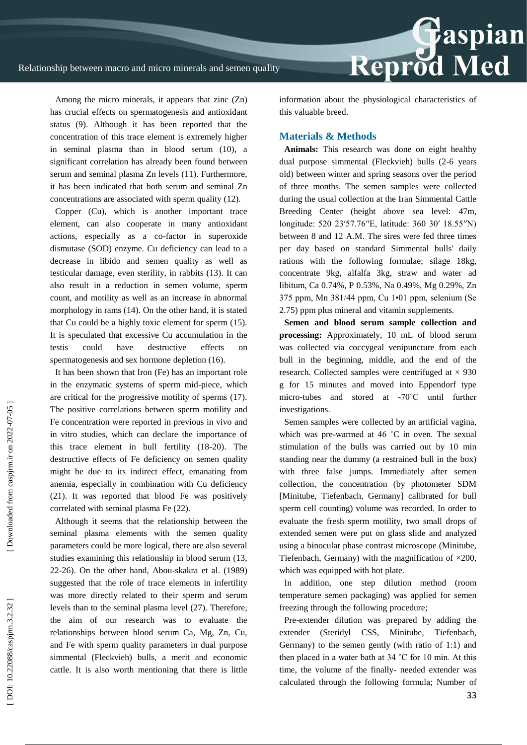Among the micro minerals, it appears that zinc (Zn) has crucial effects on spermatogenesis and antioxidant status (9). Although it has been reported that the concentration of this trace element is extremely higher in seminal plasma than in blood serum (10), a significant correlation has already been found between serum and seminal plasma Zn levels (11). Furthermore, it has been indicated that both serum and seminal Zn concentrations are associated with sperm quality (12).

Copper (Cu), which is another important trace element, can also cooperate in many antioxidant actions, especially as a co-factor in superoxide dismutase (SOD) enzyme. Cu deficiency can lead to a decrease in libido and semen quality as well as testicular damage, even sterility, in rabbits (13). It can also result in a reduction in semen volume, sperm count, and motility as well as an increase in abnormal morphology in rams (14). On the other hand, it is stated that Cu could be a highly toxic element for sperm (15). It is speculated that excessive Cu accumulation in the testis could have destructive effects on spermatogenesis and sex hormone depletion (16).

It has been shown that Iron (Fe) has an important role in the enzymatic systems of sperm mid-piece, which are critical for the progressive motility of sperms (17). The positive correlations between sperm motility and Fe concentration were reported in previous in vivo and in vitro studies, which can declare the importance of this trace element in bull fertility (18-20). The destructive effects of Fe deficiency on semen quality might be due to its indirect effect, emanating from anemia, especially in combination with Cu deficiency (21). It was reported that blood Fe was positively correlated with seminal plasma Fe (22).

Although it seems that the relationship between the seminal plasma elements with the semen quality parameters could be more logical, there are also several studies examining this relationship in blood serum (13, 22-26). On the other hand, Abou-skakra et al. (1989) suggested that the role of trace elements in infertility was more directly related to their sperm and serum levels than to the seminal plasma level (27). Therefore, the aim of our research was to evaluate the relationships between blood serum Ca, Mg, Zn, Cu, and Fe with sperm quality parameters in dual purpose simmental (Fleckvieh) bulls, a merit and economic cattle. It is also worth mentioning that there is little information about the physiological characteristics of this valuable breed.

## Materials & Methods

**Animals:** This research was done on eight healthy dual purpose simmental (Fleckvieh) bulls (2-6 years old) between winter and spring seasons over the period of three months. The semen samples were collected during the usual collection at the Iran Simmental Cattle Breeding Center (height above sea level: 47m, longitude: 520 23′57.76″E, latitude: 360 30′ 18.55″N) between 8 and 12 A.M. The sires were fed three times per day based on standard Simmental bulls' daily rations with the following formulae; silage 18kg, concentrate 9kg, alfalfa 3kg, straw and water ad libitum, Ca 0.74%, P 0.53%, Na 0.49%, Mg 0.29%, Zn 375 ppm, Mn 381/44 ppm, Cu 1•01 ppm, selenium (Se 2.75) ppm plus mineral and vitamin supplements.

**Semen and blood serum sample collection and processing:** Approximately, 10 mL of blood serum was collected via coccygeal venipuncture from each bull in the beginning, middle, and the end of the research. Collected samples were centrifuged at × 930 g for 15 minutes and moved into Eppendorf type micro-tubes and stored at -70˚C until further investigations.

Semen samples were collected by an artificial vagina, which was pre-warmed at 46 ˚C in oven. The sexual stimulation of the bulls was carried out by 10 min standing near the dummy (a restrained bull in the box) with three false jumps. Immediately after semen collection, the concentration (by photometer SDM [Minitube, Tiefenbach, Germany] calibrated for bull sperm cell counting) volume was recorded. In order to evaluate the fresh sperm motility, two small drops of extended semen were put on glass slide and analyzed using a binocular phase contrast microscope (Minitube, Tiefenbach, Germany) with the magnification of ×200, which was equipped with hot plate.

In addition, one step dilution method (room temperature semen packaging) was applied for semen freezing through the following procedure;

Pre-extender dilution was prepared by adding the extender (Steridyl CSS, Minitube, Tiefenbach, Germany) to the semen gently (with ratio of 1:1) and then placed in a water bath at 34 ˚C for 10 min. At this time, the volume of the finally- needed extender was calculated through the following formula; Number of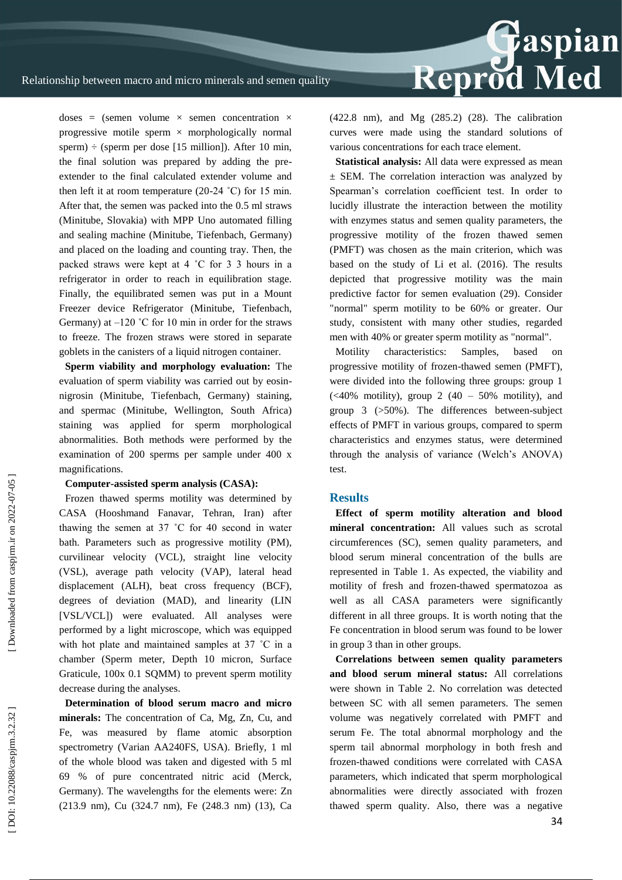doses = (semen volume × semen concentration × progressive motile sperm × morphologically normal sperm) ÷ (sperm per dose [15 million]). After 10 min, the final solution was prepared by adding the pre-extender to the final calculated extender volume and then left it at room temperature (20-24 ˚C) for 15 min. After that, the semen was packed into the 0.5 ml straws (Minitube, Slovakia) with MPP Uno automated filling and sealing machine (Minitube, Tiefenbach, Germany) and placed on the loading and counting tray. Then, the packed straws were kept at 4 ˚C for 3 3 hours in a refrigerator in order to reach in equilibration stage. Finally, the equilibrated semen was put in a Mount Freezer device Refrigerator (Minitube, Tiefenbach, Germany) at –120 ˚C for 10 min in order for the straws to freeze. The frozen straws were stored in separate goblets in the canisters of a liquid nitrogen container.

**Sperm viability and morphology evaluation:** The evaluation of sperm viability was carried out by eosin-nigrosin (Minitube, Tiefenbach, Germany) staining, and spermac (Minitube, Wellington, South Africa) staining was applied for sperm morphological abnormalities. Both methods were performed by the examination of 200 sperms per sample under 400 x magnifications.

**Computer-assisted sperm analysis (CASA):** Frozen thawed sperms motility was determined by CASA (Hooshmand Fanavar, Tehran, Iran) after thawing the semen at 37 ˚C for 40 second in water bath. Parameters such as progressive motility (PM), curvilinear velocity (VCL), straight line velocity (VSL), average path velocity (VAP), lateral head displacement (ALH), beat cross frequency (BCF), degrees of deviation (MAD), and linearity (LIN [VSL/VCL]) were evaluated. All analyses were performed by a light microscope, which was equipped with hot plate and maintained samples at 37 ˚C in a chamber (Sperm meter, Depth 10 micron, Surface Graticule, 100x 0.1 SQMM) to prevent sperm motility decrease during the analyses.

**Determination of blood serum macro and micro minerals:** The concentration of Ca, Mg, Zn, Cu, and Fe, was measured by flame atomic absorption spectrometry (Varian AA240FS, USA). Briefly, 1 ml of the whole blood was taken and digested with 5 ml 69 % of pure concentrated nitric acid (Merck, Germany). The wavelengths for the elements were: Zn (213.9 nm), Cu (324.7 nm), Fe (248.3 nm) (13), Ca (422.8 nm), and Mg (285.2) (28). The calibration curves were made using the standard solutions of various concentrations for each trace element.

**Statistical analysis:** All data were expressed as mean ± SEM. The correlation interaction was analyzed by Spearman's correlation coefficient test. In order to lucidly illustrate the interaction between the motility with enzymes status and semen quality parameters, the progressive motility of the frozen thawed semen (PMFT) was chosen as the main criterion, which was based on the study of Li et al. (2016). The results depicted that progressive motility was the main predictive factor for semen evaluation (29). Consider "normal" sperm motility to be 60% or greater. Our study, consistent with many other studies, regarded men with 40% or greater sperm motility as "normal".

Motility characteristics: Samples, based on progressive motility of frozen-thawed semen (PMFT), were divided into the following three groups: group 1 (<40% motility), group 2 (40 – 50% motility), and group 3 (>50%). The differences between-subject effects of PMFT in various groups, compared to sperm characteristics and enzymes status, were determined through the analysis of variance (Welch's ANOVA) test.

## Results

**Effect of sperm motility alteration and blood mineral concentration:** All values such as scrotal circumferences (SC), semen quality parameters, and blood serum mineral concentration of the bulls are represented in Table 1. As expected, the viability and motility of fresh and frozen-thawed spermatozoa as well as all CASA parameters were significantly different in all three groups. It is worth noting that the Fe concentration in blood serum was found to be lower in group 3 than in other groups.

**Correlations between semen quality parameters and blood serum mineral status:** All correlations were shown in Table 2. No correlation was detected between SC with all semen parameters. The semen volume was negatively correlated with PMFT and serum Fe. The total abnormal morphology and the sperm tail abnormal morphology in both fresh and frozen-thawed conditions were correlated with CASA parameters, which indicated that sperm morphological abnormalities were directly associated with frozen thawed sperm quality. Also, there was a negative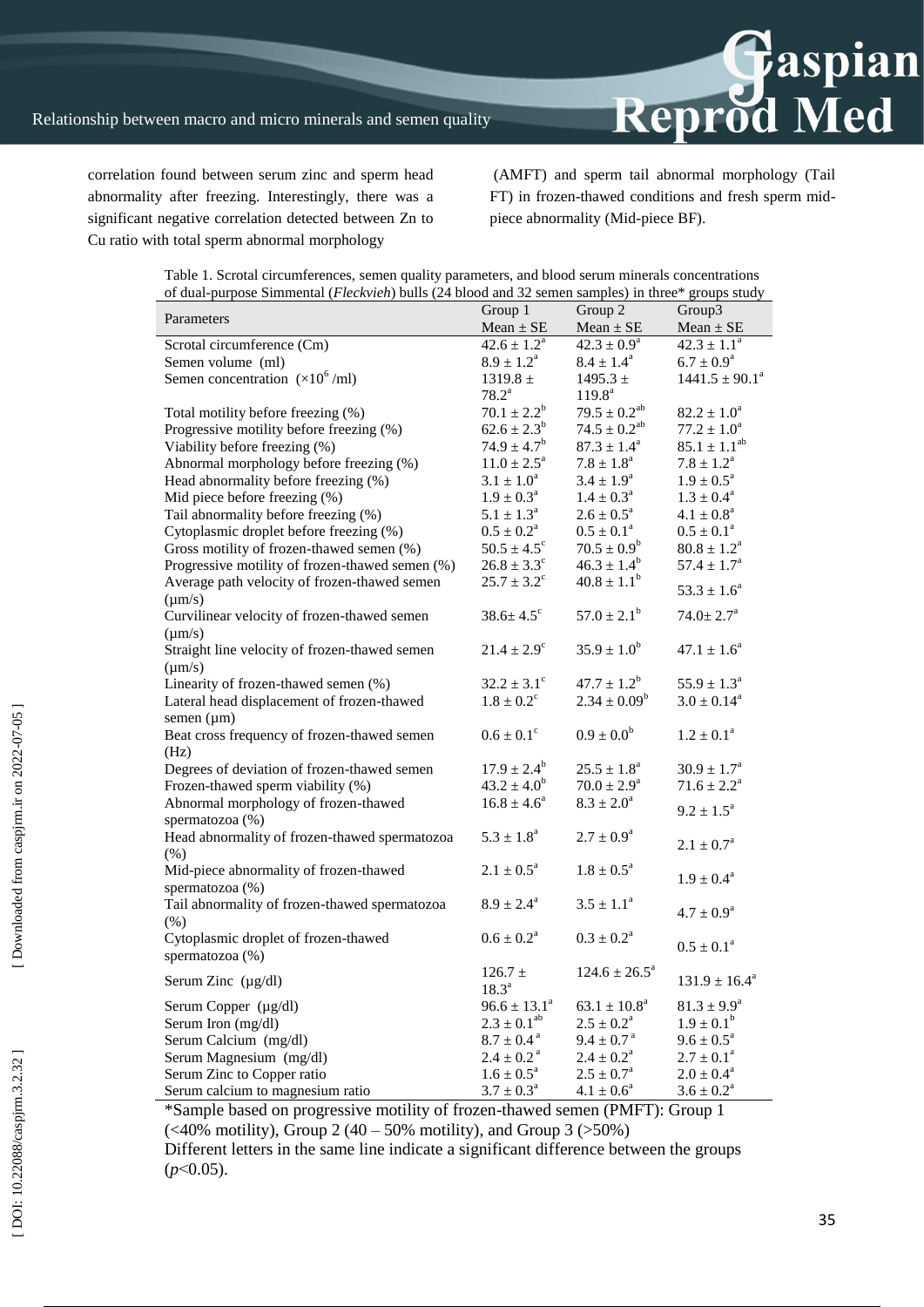correlation found between serum zinc and sperm head abnormality after freezing. Interestingly, there was a significant negative correlation detected between Zn to Cu ratio with total sperm abnormal morphology (AMFT) and sperm tail abnormal morphology (Tail FT) in frozen-thawed conditions and fresh sperm mid-piece abnormality (Mid-piece BF).

Table 1. Scrotal circumferences, semen quality parameters, and blood serum minerals concentrations of dual-purpose Simmental (*Fleckvieh*) bulls (24 blood and 32 semen samples) in three* groups study

| Parameters | Group 1 Mean ± SE | Group 2 Mean ± SE | Group3 Mean ± SE |
|---|---|---|---|
| Scrotal circumference (Cm) | $42.6 \pm 1.2^a$ | $42.3 \pm 0.9^a$ | $42.3 \pm 1.1^a$ |
| Semen volume (ml) | $8.9 \pm 1.2^a$ | $8.4 \pm 1.4^a$ | $6.7 \pm 0.9^a$ |
| Semen concentration ($\times 10^6$/ml) | $1319.8 \pm 78.2^a$ | $1495.3 \pm 119.8^a$ | $1441.5 \pm 90.1^a$ |
| Total motility before freezing (%) | $70.1 \pm 2.2^b$ | $79.5 \pm 0.2^{ab}$ | $82.2 \pm 1.0^a$ |
| Progressive motility before freezing (%) | $62.6 \pm 2.3^b$ | $74.5 \pm 0.2^{ab}$ | $77.2 \pm 1.0^a$ |
| Viability before freezing (%) | $74.9 \pm 4.7^b$ | $87.3 \pm 1.4^a$ | $85.1 \pm 1.1^{ab}$ |
| Abnormal morphology before freezing (%) | $11.0 \pm 2.5^a$ | $7.8 \pm 1.8^a$ | $7.8 \pm 1.2^a$ |
| Head abnormality before freezing (%) | $3.1 \pm 1.0^a$ | $3.4 \pm 1.9^a$ | $1.9 \pm 0.5^a$ |
| Mid piece before freezing (%) | $1.9 \pm 0.3^a$ | $1.4 \pm 0.3^a$ | $1.3 \pm 0.4^a$ |
| Tail abnormality before freezing (%) | $5.1 \pm 1.3^a$ | $2.6 \pm 0.5^a$ | $4.1 \pm 0.8^a$ |
| Cytoplasmic droplet before freezing (%) | $0.5 \pm 0.2^a$ | $0.5 \pm 0.1^a$ | $0.5 \pm 0.1^a$ |
| Gross motility of frozen-thawed semen (%) | $50.5 \pm 4.5^c$ | $70.5 \pm 0.9^b$ | $80.8 \pm 1.2^a$ |
| Progressive motility of frozen-thawed semen (%) | $26.8 \pm 3.3^c$ | $46.3 \pm 1.4^b$ | $57.4 \pm 1.7^a$ |
| Average path velocity of frozen-thawed semen (µm/s) | $25.7 \pm 3.2^c$ | $40.8 \pm 1.1^b$ | $53.3 \pm 1.6^a$ |
| Curvilinear velocity of frozen-thawed semen (µm/s) | $38.6 \pm 4.5^c$ | $57.0 \pm 2.1^b$ | $74.0 \pm 2.7^a$ |
| Straight line velocity of frozen-thawed semen (µm/s) | $21.4 \pm 2.9^c$ | $35.9 \pm 1.0^b$ | $47.1 \pm 1.6^a$ |
| Linearity of frozen-thawed semen (%) | $32.2 \pm 3.1^c$ | $47.7 \pm 1.2^b$ | $55.9 \pm 1.3^a$ |
| Lateral head displacement of frozen-thawed semen (µm) | $1.8 \pm 0.2^c$ | $2.34 \pm 0.09^b$ | $3.0 \pm 0.14^a$ |
| Beat cross frequency of frozen-thawed semen (Hz) | $0.6 \pm 0.1^c$ | $0.9 \pm 0.0^b$ | $1.2 \pm 0.1^a$ |
| Degrees of deviation of frozen-thawed semen | $17.9 \pm 2.4^b$ | $25.5 \pm 1.8^a$ | $30.9 \pm 1.7^a$ |
| Frozen-thawed sperm viability (%) | $43.2 \pm 4.0^b$ | $70.0 \pm 2.9^a$ | $71.6 \pm 2.2^a$ |
| Abnormal morphology of frozen-thawed spermatozoa (%) | $16.8 \pm 4.6^a$ | $8.3 \pm 2.0^a$ | $9.2 \pm 1.5^a$ |
| Head abnormality of frozen-thawed spermatozoa (%) | $5.3 \pm 1.8^a$ | $2.7 \pm 0.9^a$ | $2.1 \pm 0.7^a$ |
| Mid-piece abnormality of frozen-thawed spermatozoa (%) | $2.1 \pm 0.5^a$ | $1.8 \pm 0.5^a$ | $1.9 \pm 0.4^a$ |
| Tail abnormality of frozen-thawed spermatozoa (%) | $8.9 \pm 2.4^a$ | $3.5 \pm 1.1^a$ | $4.7 \pm 0.9^a$ |
| Cytoplasmic droplet of frozen-thawed spermatozoa (%) | $0.6 \pm 0.2^a$ | $0.3 \pm 0.2^a$ | $0.5 \pm 0.1^a$ |
| Serum Zinc (µg/dl) | $126.7 \pm 18.3^a$ | $124.6 \pm 26.5^a$ | $131.9 \pm 16.4^a$ |
| Serum Copper (µg/dl) | $96.6 \pm 13.1^a$ | $63.1 \pm 10.8^a$ | $81.3 \pm 9.9^a$ |
| Serum Iron (mg/dl) | $2.3 \pm 0.1^{ab}$ | $2.5 \pm 0.2^a$ | $1.9 \pm 0.1^b$ |
| Serum Calcium (mg/dl) | $8.7 \pm 0.4^a$ | $9.4 \pm 0.7^a$ | $9.6 \pm 0.5^a$ |
| Serum Magnesium (mg/dl) | $2.4 \pm 0.2^a$ | $2.4 \pm 0.2^a$ | $2.7 \pm 0.1^a$ |
| Serum Zinc to Copper ratio | $1.6 \pm 0.5^a$ | $2.5 \pm 0.7^a$ | $2.0 \pm 0.4^a$ |
| Serum calcium to magnesium ratio | $3.7 \pm 0.3^a$ | $4.1 \pm 0.6^a$ | $3.6 \pm 0.2^a$ |

*Sample based on progressive motility of frozen-thawed semen (PMFT): Group 1 (<40% motility), Group 2 (40 – 50% motility), and Group 3 (>50%)

Different letters in the same line indicate a significant difference between the groups ($p<0.05$).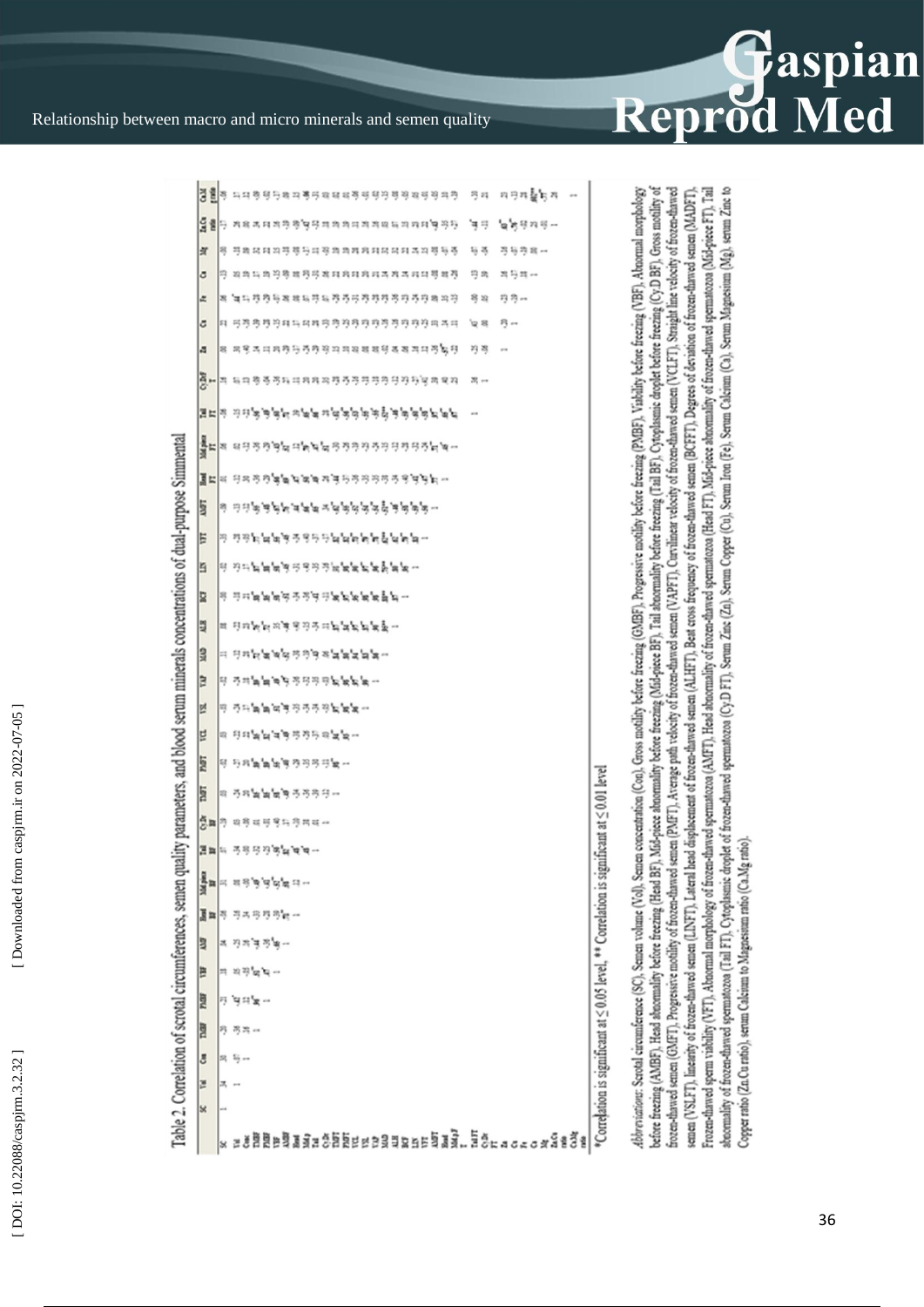Table 2. Correlation of scrotal circumferences, semen quality parameters, and blood serum minerals concentrations of dual-purpose Simmental

*Correlation is significant at ≤ 0.05 level, ** Correlation is significant at ≤ 0.01 level

*Abbreviations*: Scrotal circumference (SC), Semen volume (Vol), Semen concentration (Con), Gross motility before freezing (GMBF), Progressive motility before freezing (PMBF), Viability before freezing (VBF), Abnormal morphology before freezing (AMBF), Head abnormality before freezing (Head BF), Mid-piece abnormality before freezing (Mid-piece BF), Tail abnormality before freezing (Tail BF), Cytoplasmic droplet before freezing (Cy.D BF), Gross motility of frozen-thawed semen (GMFT), Progressive motility of frozen-thawed semen (PMFT), Average path velocity of frozen-thawed semen (VAPFT), Curvilinear velocity of frozen-thawed semen (VCLFT), Straight line velocity of frozen-thawed semen (VSLFT), linearity of frozen-thawed semen (LINFT), Lateral head displacement of frozen-thawed semen (ALHFT), Beat cross frequency of frozen-thawed semen (BCFFT), Degrees of deviation of frozen-thawed semen (MADFT), Frozen-thawed sperm viability (VFT), Abnormal morphology of frozen-thawed spermatozoa (AMFT), Head abnormality of frozen-thawed spermatozoa (Head FT), Mid-piece abnormality of frozen-thawed spermatozoa (Mid-piece FT), Tail abnormality of frozen-thawed spermatozoa (Tail FT), Cytoplasmic droplet of frozen-thawed spermatozoa (Cy.D FT), Serum Zinc (Zn), Serum Copper (Cu), Serum Iron (Fe), Serum Calcium (Ca), Serum Magnesium (Mg), serum Zinc to Copper ratio (Zn:Cu ratio), serum Calcium to Magnesium ratio (Ca:Mg ratio).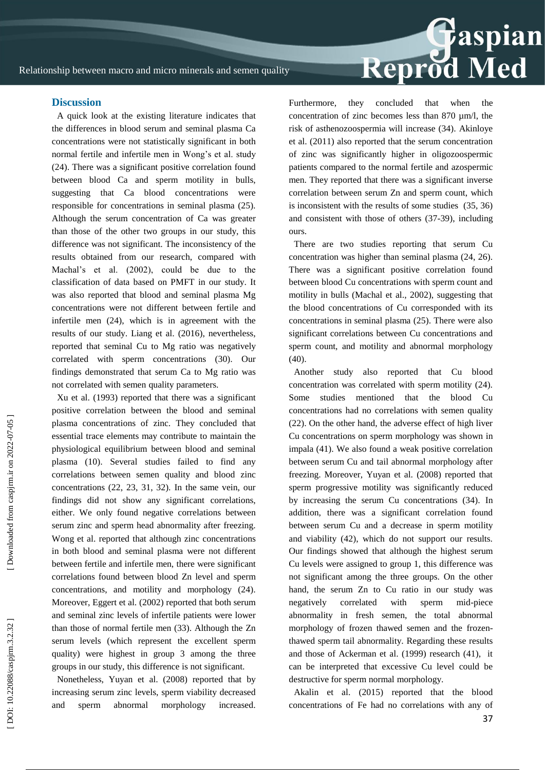## Discussion

A quick look at the existing literature indicates that the differences in blood serum and seminal plasma Ca concentrations were not statistically significant in both normal fertile and infertile men in Wong's et al. study (24). There was a significant positive correlation found between blood Ca and sperm motility in bulls, suggesting that Ca blood concentrations were responsible for concentrations in seminal plasma (25). Although the serum concentration of Ca was greater than those of the other two groups in our study, this difference was not significant. The inconsistency of the results obtained from our research, compared with Machal's et al. (2002), could be due to the classification of data based on PMFT in our study. It was also reported that blood and seminal plasma Mg concentrations were not different between fertile and infertile men (24), which is in agreement with the results of our study. Liang et al. (2016), nevertheless, reported that seminal Cu to Mg ratio was negatively correlated with sperm concentrations (30). Our findings demonstrated that serum Ca to Mg ratio was not correlated with semen quality parameters.

Xu et al. (1993) reported that there was a significant positive correlation between the blood and seminal plasma concentrations of zinc. They concluded that essential trace elements may contribute to maintain the physiological equilibrium between blood and seminal plasma (10). Several studies failed to find any correlations between semen quality and blood zinc concentrations (22, 23, 31, 32). In the same vein, our findings did not show any significant correlations, either. We only found negative correlations between serum zinc and sperm head abnormality after freezing. Wong et al. reported that although zinc concentrations in both blood and seminal plasma were not different between fertile and infertile men, there were significant correlations found between blood Zn level and sperm concentrations, and motility and morphology (24). Moreover, Eggert et al. (2002) reported that both serum and seminal zinc levels of infertile patients were lower than those of normal fertile men (33). Although the Zn serum levels (which represent the excellent sperm quality) were highest in group 3 among the three groups in our study, this difference is not significant.

Nonetheless, Yuyan et al. (2008) reported that by increasing serum zinc levels, sperm viability decreased and sperm abnormal morphology increased. Furthermore, they concluded that when the concentration of zinc becomes less than 870 µm/l, the risk of asthenozoospermia will increase (34). Akinloye et al. (2011) also reported that the serum concentration of zinc was significantly higher in oligozoospermic patients compared to the normal fertile and azospermic men. They reported that there was a significant inverse correlation between serum Zn and sperm count, which is inconsistent with the results of some studies (35, 36) and consistent with those of others (37-39), including ours.

There are two studies reporting that serum Cu concentration was higher than seminal plasma (24, 26). There was a significant positive correlation found between blood Cu concentrations with sperm count and motility in bulls (Machal et al., 2002), suggesting that the blood concentrations of Cu corresponded with its concentrations in seminal plasma (25). There were also significant correlations between Cu concentrations and sperm count, and motility and abnormal morphology (40).

Another study also reported that Cu blood concentration was correlated with sperm motility (24). Some studies mentioned that the blood Cu concentrations had no correlations with semen quality (22). On the other hand, the adverse effect of high liver Cu concentrations on sperm morphology was shown in impala (41). We also found a weak positive correlation between serum Cu and tail abnormal morphology after freezing. Moreover, Yuyan et al. (2008) reported that sperm progressive motility was significantly reduced by increasing the serum Cu concentrations (34). In addition, there was a significant correlation found between serum Cu and a decrease in sperm motility and viability (42), which do not support our results. Our findings showed that although the highest serum Cu levels were assigned to group 1, this difference was not significant among the three groups. On the other hand, the serum Zn to Cu ratio in our study was negatively correlated with sperm mid-piece abnormality in fresh semen, the total abnormal morphology of frozen thawed semen and the frozen-thawed sperm tail abnormality. Regarding these results and those of Ackerman et al. (1999) research (41), it can be interpreted that excessive Cu level could be destructive for sperm normal morphology.

Akalin et al. (2015) reported that the blood concentrations of Fe had no correlations with any of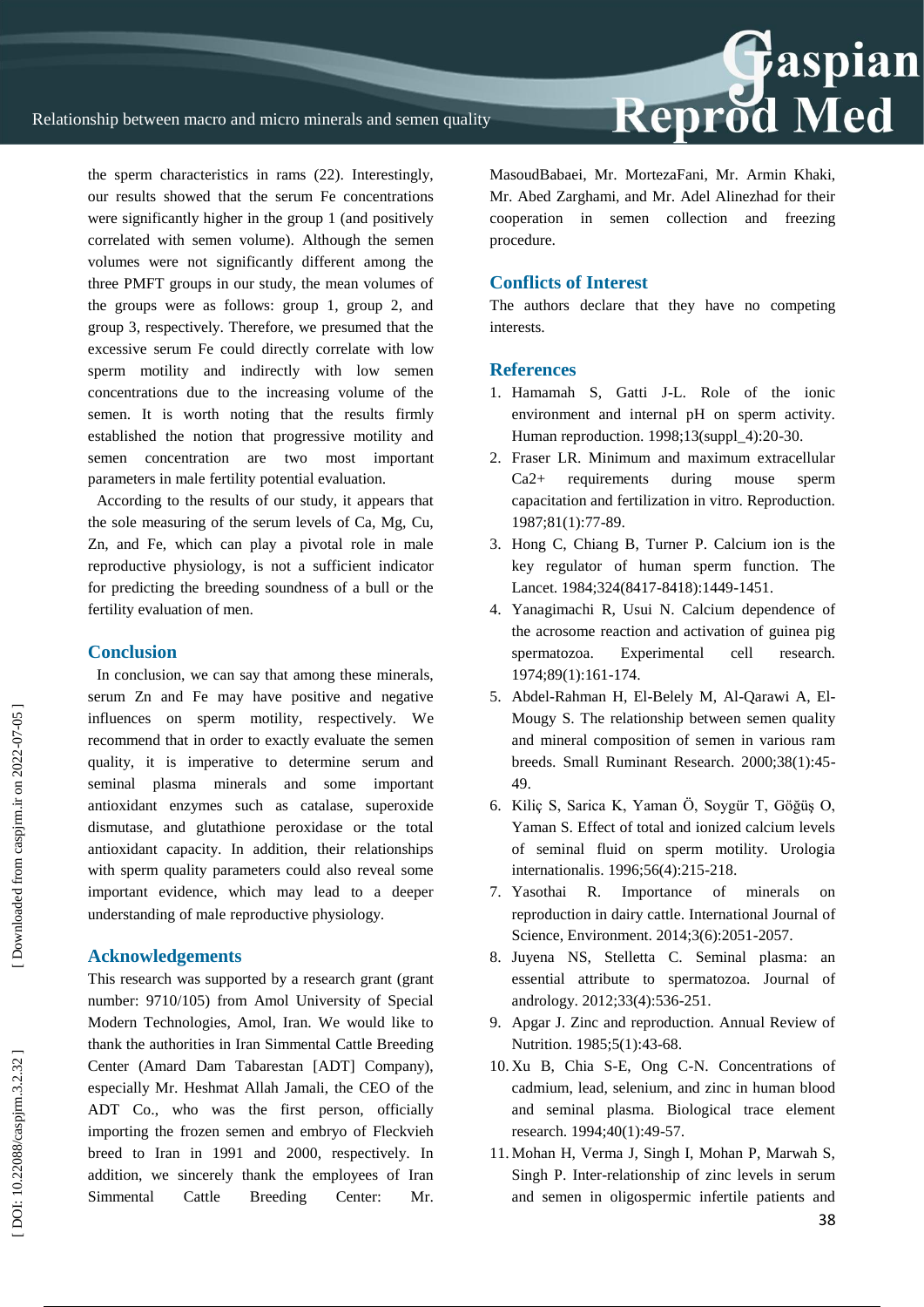the sperm characteristics in rams (22). Interestingly, our results showed that the serum Fe concentrations were significantly higher in the group 1 (and positively correlated with semen volume). Although the semen volumes were not significantly different among the three PMFT groups in our study, the mean volumes of the groups were as follows: group 1, group 2, and group 3, respectively. Therefore, we presumed that the excessive serum Fe could directly correlate with low sperm motility and indirectly with low semen concentrations due to the increasing volume of the semen. It is worth noting that the results firmly established the notion that progressive motility and semen concentration are two most important parameters in male fertility potential evaluation.

According to the results of our study, it appears that the sole measuring of the serum levels of Ca, Mg, Cu, Zn, and Fe, which can play a pivotal role in male reproductive physiology, is not a sufficient indicator for predicting the breeding soundness of a bull or the fertility evaluation of men.

## Conclusion

In conclusion, we can say that among these minerals, serum Zn and Fe may have positive and negative influences on sperm motility, respectively. We recommend that in order to exactly evaluate the semen quality, it is imperative to determine serum and seminal plasma minerals and some important antioxidant enzymes such as catalase, superoxide dismutase, and glutathione peroxidase or the total antioxidant capacity. In addition, their relationships with sperm quality parameters could also reveal some important evidence, which may lead to a deeper understanding of male reproductive physiology.

## Acknowledgements

This research was supported by a research grant (grant number: 9710/105) from Amol University of Special Modern Technologies, Amol, Iran. We would like to thank the authorities in Iran Simmental Cattle Breeding Center (Amard Dam Tabarestan [ADT] Company), especially Mr. Heshmat Allah Jamali, the CEO of the ADT Co., who was the first person, officially importing the frozen semen and embryo of Fleckvieh breed to Iran in 1991 and 2000, respectively. In addition, we sincerely thank the employees of Iran Simmental Cattle Breeding Center: Mr. MasoudBabaei, Mr. MortezaFani, Mr. Armin Khaki, Mr. Abed Zarghami, and Mr. Adel Alinezhad for their cooperation in semen collection and freezing procedure.

## Conflicts of Interest

The authors declare that they have no competing interests.

## References

1. Hamamah S, Gatti J-L. Role of the ionic environment and internal pH on sperm activity. Human reproduction. 1998;13(suppl_4):20-30.
2. Fraser LR. Minimum and maximum extracellular Ca2+ requirements during mouse sperm capacitation and fertilization in vitro. Reproduction. 1987;81(1):77-89.
3. Hong C, Chiang B, Turner P. Calcium ion is the key regulator of human sperm function. The Lancet. 1984;324(8417-8418):1449-1451.
4. Yanagimachi R, Usui N. Calcium dependence of the acrosome reaction and activation of guinea pig spermatozoa. Experimental cell research. 1974;89(1):161-174.
5. Abdel-Rahman H, El-Belely M, Al-Qarawi A, El-Mougy S. The relationship between semen quality and mineral composition of semen in various ram breeds. Small Ruminant Research. 2000;38(1):45-49.
6. Kiliç S, Sarica K, Yaman Ö, Soygür T, Göğüş O, Yaman S. Effect of total and ionized calcium levels of seminal fluid on sperm motility. Urologia internationalis. 1996;56(4):215-218.
7. Yasothai R. Importance of minerals on reproduction in dairy cattle. International Journal of Science, Environment. 2014;3(6):2051-2057.
8. Juyena NS, Stelletta C. Seminal plasma: an essential attribute to spermatozoa. Journal of andrology. 2012;33(4):536-251.
9. Apgar J. Zinc and reproduction. Annual Review of Nutrition. 1985;5(1):43-68.
10. Xu B, Chia S-E, Ong C-N. Concentrations of cadmium, lead, selenium, and zinc in human blood and seminal plasma. Biological trace element research. 1994;40(1):49-57.
11. Mohan H, Verma J, Singh I, Mohan P, Marwah S, Singh P. Inter-relationship of zinc levels in serum and semen in oligospermic infertile patients and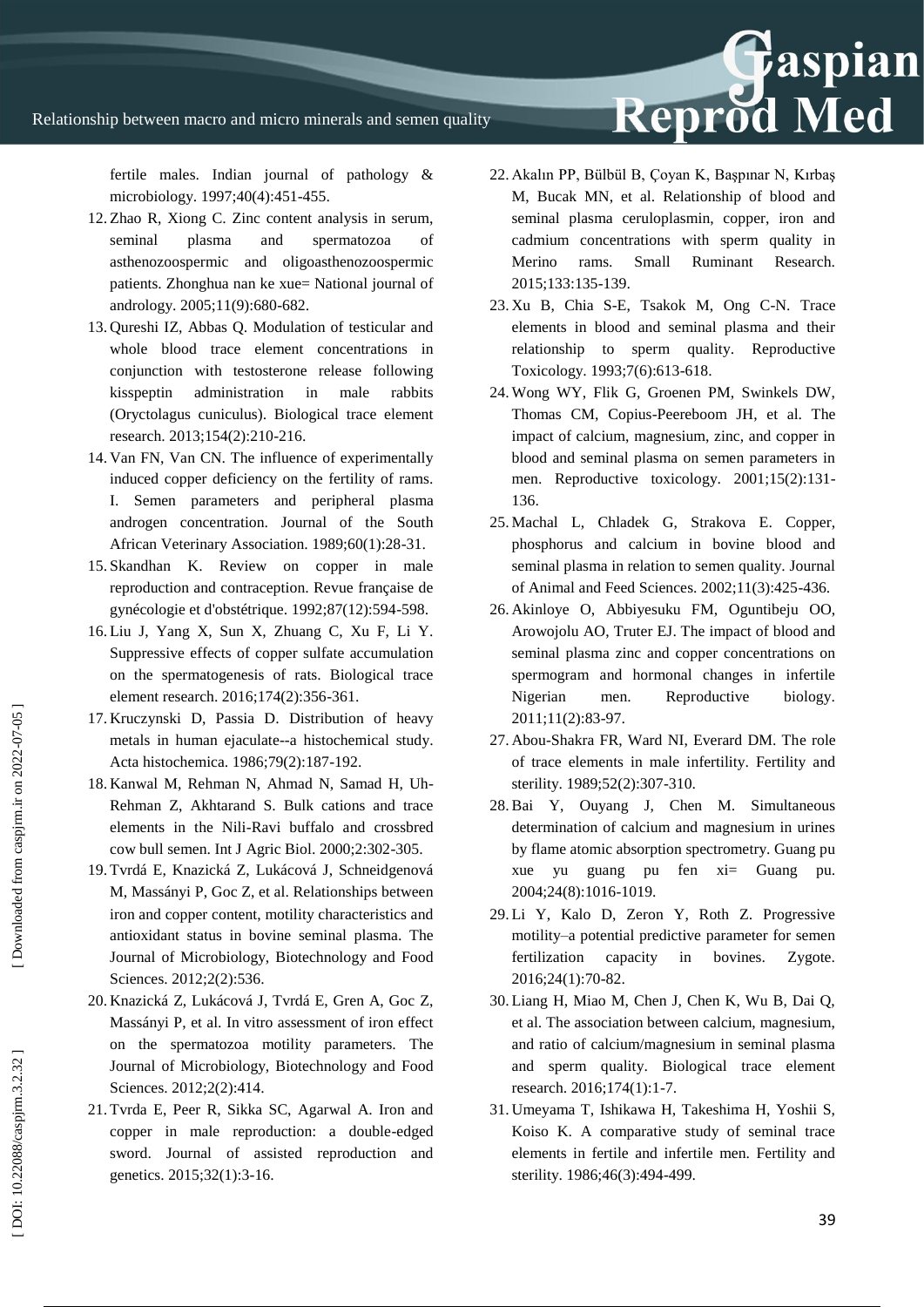fertile males. Indian journal of pathology & microbiology. 1997;40(4):451-455.

12. Zhao R, Xiong C. Zinc content analysis in serum, seminal plasma and spermatozoa of asthenozoospermic and oligoasthenozoospermic patients. Zhonghua nan ke xue= National journal of andrology. 2005;11(9):680-682.
13. Qureshi IZ, Abbas Q. Modulation of testicular and whole blood trace element concentrations in conjunction with testosterone release following kisspeptin administration in male rabbits (Oryctolagus cuniculus). Biological trace element research. 2013;154(2):210-216.
14. Van FN, Van CN. The influence of experimentally induced copper deficiency on the fertility of rams. I. Semen parameters and peripheral plasma androgen concentration. Journal of the South African Veterinary Association. 1989;60(1):28-31.
15. Skandhan K. Review on copper in male reproduction and contraception. Revue française de gynécologie et d'obstétrique. 1992;87(12):594-598.
16. Liu J, Yang X, Sun X, Zhuang C, Xu F, Li Y. Suppressive effects of copper sulfate accumulation on the spermatogenesis of rats. Biological trace element research. 2016;174(2):356-361.
17. Kruczynski D, Passia D. Distribution of heavy metals in human ejaculate--a histochemical study. Acta histochemica. 1986;79(2):187-192.
18. Kanwal M, Rehman N, Ahmad N, Samad H, Uh-Rehman Z, Akhtarand S. Bulk cations and trace elements in the Nili-Ravi buffalo and crossbred cow bull semen. Int J Agric Biol. 2000;2:302-305.
19. Tvrdá E, Knazická Z, Lukácová J, Schneidgenová M, Massányi P, Goc Z, et al. Relationships between iron and copper content, motility characteristics and antioxidant status in bovine seminal plasma. The Journal of Microbiology, Biotechnology and Food Sciences. 2012;2(2):536.
20. Knazická Z, Lukácová J, Tvrdá E, Gren A, Goc Z, Massányi P, et al. In vitro assessment of iron effect on the spermatozoa motility parameters. The Journal of Microbiology, Biotechnology and Food Sciences. 2012;2(2):414.
21. Tvrda E, Peer R, Sikka SC, Agarwal A. Iron and copper in male reproduction: a double-edged sword. Journal of assisted reproduction and genetics. 2015;32(1):3-16.
22. Akalın PP, Bülbül B, Çoyan K, Başpınar N, Kırbaş M, Bucak MN, et al. Relationship of blood and seminal plasma ceruloplasmin, copper, iron and cadmium concentrations with sperm quality in Merino rams. Small Ruminant Research. 2015;133:135-139.
23. Xu B, Chia S-E, Tsakok M, Ong C-N. Trace elements in blood and seminal plasma and their relationship to sperm quality. Reproductive Toxicology. 1993;7(6):613-618.
24. Wong WY, Flik G, Groenen PM, Swinkels DW, Thomas CM, Copius-Peereboom JH, et al. The impact of calcium, magnesium, zinc, and copper in blood and seminal plasma on semen parameters in men. Reproductive toxicology. 2001;15(2):131-136.
25. Machal L, Chladek G, Strakova E. Copper, phosphorus and calcium in bovine blood and seminal plasma in relation to semen quality. Journal of Animal and Feed Sciences. 2002;11(3):425-436.
26. Akinloye O, Abbiyesuku FM, Oguntibeju OO, Arowojolu AO, Truter EJ. The impact of blood and seminal plasma zinc and copper concentrations on spermogram and hormonal changes in infertile Nigerian men. Reproductive biology. 2011;11(2):83-97.
27. Abou-Shakra FR, Ward NI, Everard DM. The role of trace elements in male infertility. Fertility and sterility. 1989;52(2):307-310.
28. Bai Y, Ouyang J, Chen M. Simultaneous determination of calcium and magnesium in urines by flame atomic absorption spectrometry. Guang pu xue yu guang pu fen xi= Guang pu. 2004;24(8):1016-1019.
29. Li Y, Kalo D, Zeron Y, Roth Z. Progressive motility–a potential predictive parameter for semen fertilization capacity in bovines. Zygote. 2016;24(1):70-82.
30. Liang H, Miao M, Chen J, Chen K, Wu B, Dai Q, et al. The association between calcium, magnesium, and ratio of calcium/magnesium in seminal plasma and sperm quality. Biological trace element research. 2016;174(1):1-7.
31. Umeyama T, Ishikawa H, Takeshima H, Yoshii S, Koiso K. A comparative study of seminal trace elements in fertile and infertile men. Fertility and sterility. 1986;46(3):494-499.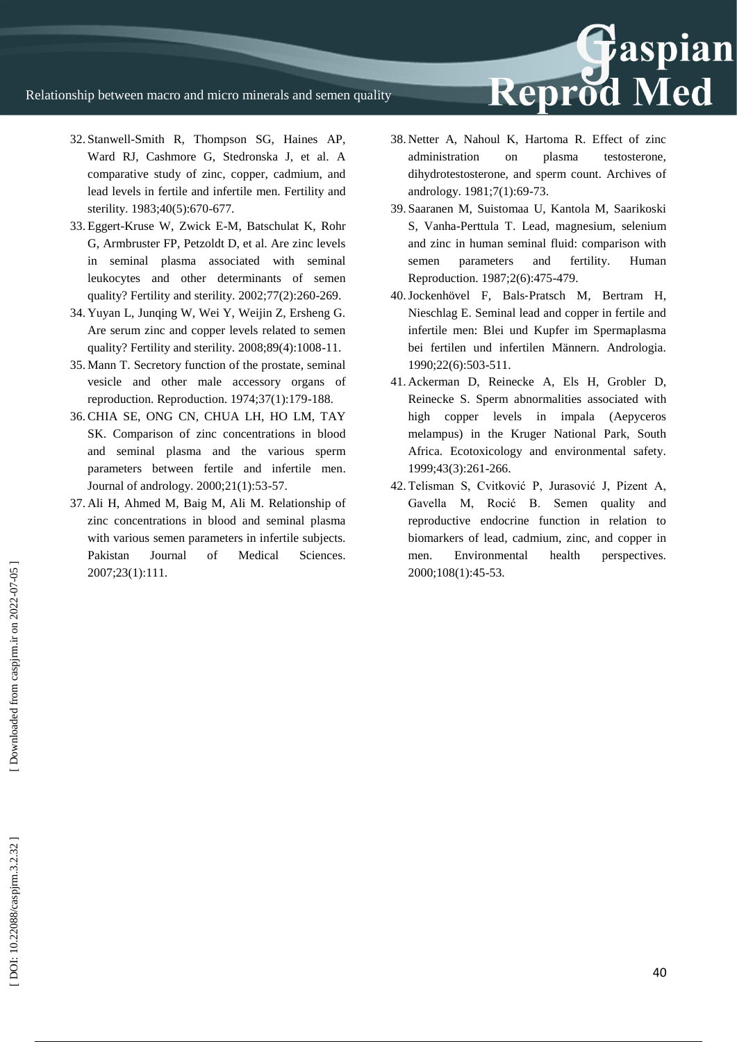32. Stanwell-Smith R, Thompson SG, Haines AP, Ward RJ, Cashmore G, Stedronska J, et al. A comparative study of zinc, copper, cadmium, and lead levels in fertile and infertile men. Fertility and sterility. 1983;40(5):670-677.
33. Eggert-Kruse W, Zwick E-M, Batschulat K, Rohr G, Armbruster FP, Petzoldt D, et al. Are zinc levels in seminal plasma associated with seminal leukocytes and other determinants of semen quality? Fertility and sterility. 2002;77(2):260-269.
34. Yuyan L, Junqing W, Wei Y, Weijin Z, Ersheng G. Are serum zinc and copper levels related to semen quality? Fertility and sterility. 2008;89(4):1008-11.
35. Mann T. Secretory function of the prostate, seminal vesicle and other male accessory organs of reproduction. Reproduction. 1974;37(1):179-188.
36. CHIA SE, ONG CN, CHUA LH, HO LM, TAY SK. Comparison of zinc concentrations in blood and seminal plasma and the various sperm parameters between fertile and infertile men. Journal of andrology. 2000;21(1):53-57.
37. Ali H, Ahmed M, Baig M, Ali M. Relationship of zinc concentrations in blood and seminal plasma with various semen parameters in infertile subjects. Pakistan Journal of Medical Sciences. 2007;23(1):111.
38. Netter A, Nahoul K, Hartoma R. Effect of zinc administration on plasma testosterone, dihydrotestosterone, and sperm count. Archives of andrology. 1981;7(1):69-73.
39. Saaranen M, Suistomaa U, Kantola M, Saarikoski S, Vanha-Perttula T. Lead, magnesium, selenium and zinc in human seminal fluid: comparison with semen parameters and fertility. Human Reproduction. 1987;2(6):475-479.
40. Jockenhövel F, Bals-Pratsch M, Bertram H, Nieschlag E. Seminal lead and copper in fertile and infertile men: Blei und Kupfer im Spermaplasma bei fertilen und infertilen Männern. Andrologia. 1990;22(6):503-511.
41. Ackerman D, Reinecke A, Els H, Grobler D, Reinecke S. Sperm abnormalities associated with high copper levels in impala (Aepyceros melampus) in the Kruger National Park, South Africa. Ecotoxicology and environmental safety. 1999;43(3):261-266.
42. Telisman S, Cvitković P, Jurasović J, Pizent A, Gavella M, Rocić B. Semen quality and reproductive endocrine function in relation to biomarkers of lead, cadmium, zinc, and copper in men. Environmental health perspectives. 2000;108(1):45-53.